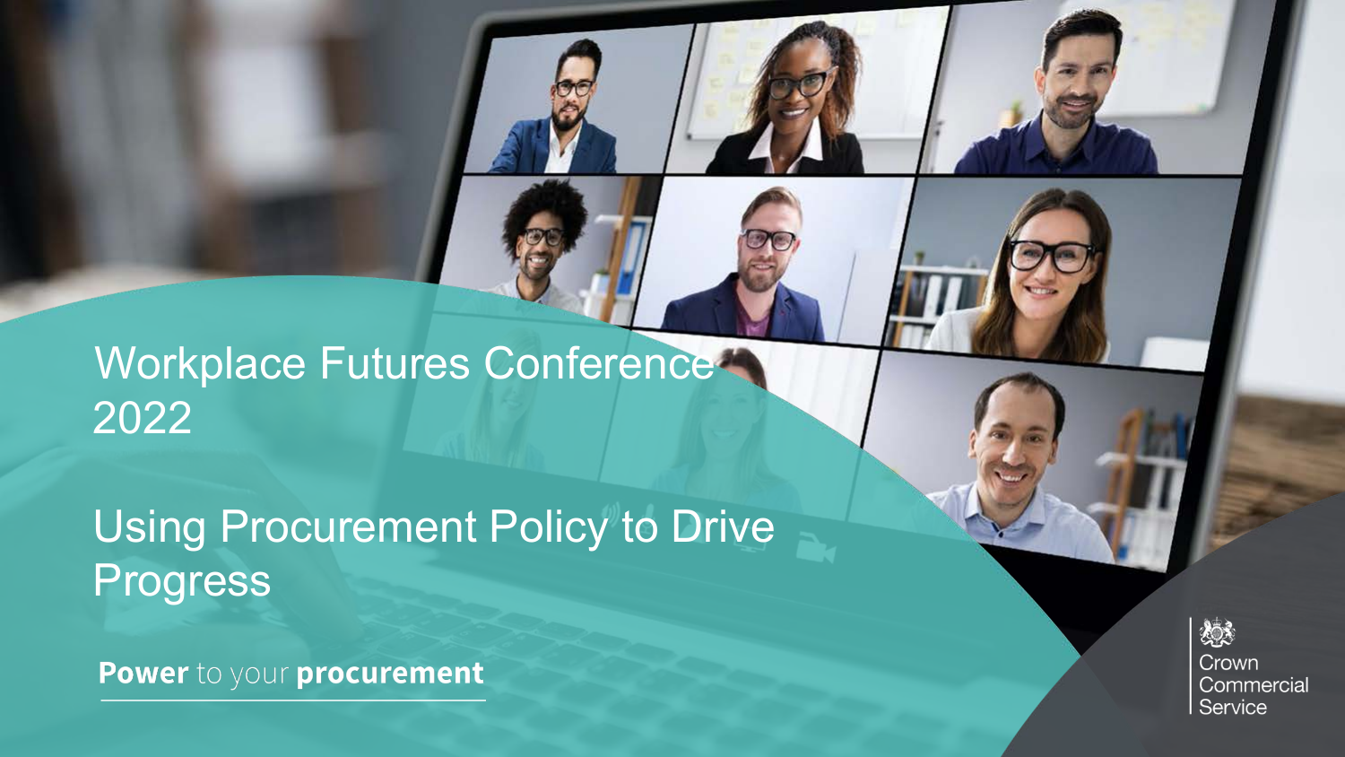# Workplace Futures Conference 2022

## Using Procurement Policy to Drive Progress

**Power** to your **procurement**

Crown Commercial Service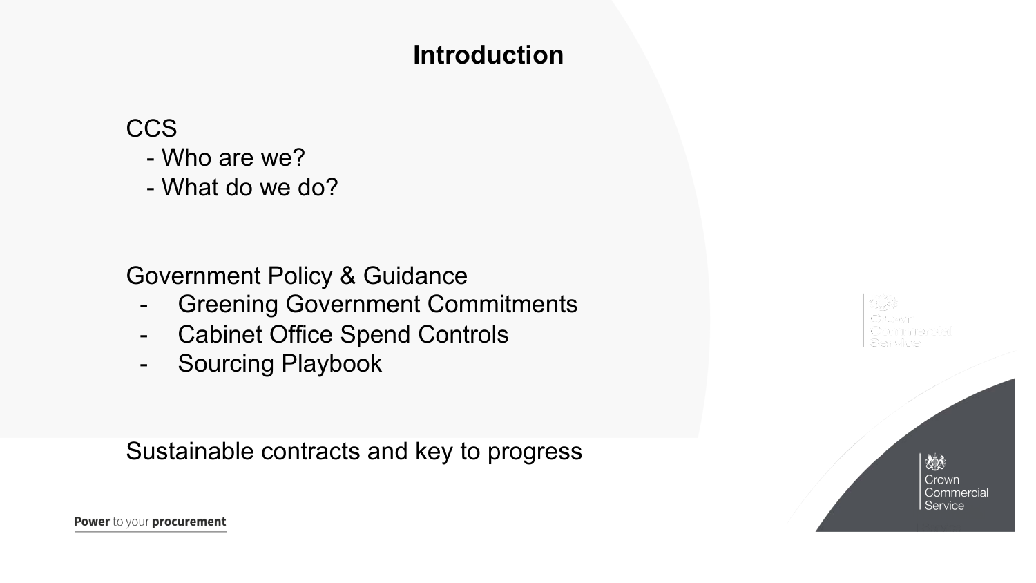# Introduction

CCS

- Who are we?
- What do we do?

Government Policy & Guidance

- Greening Government Commitments
- Cabinet Office Spend Controls
- Sourcing Playbook

Sustainable contracts and key to progress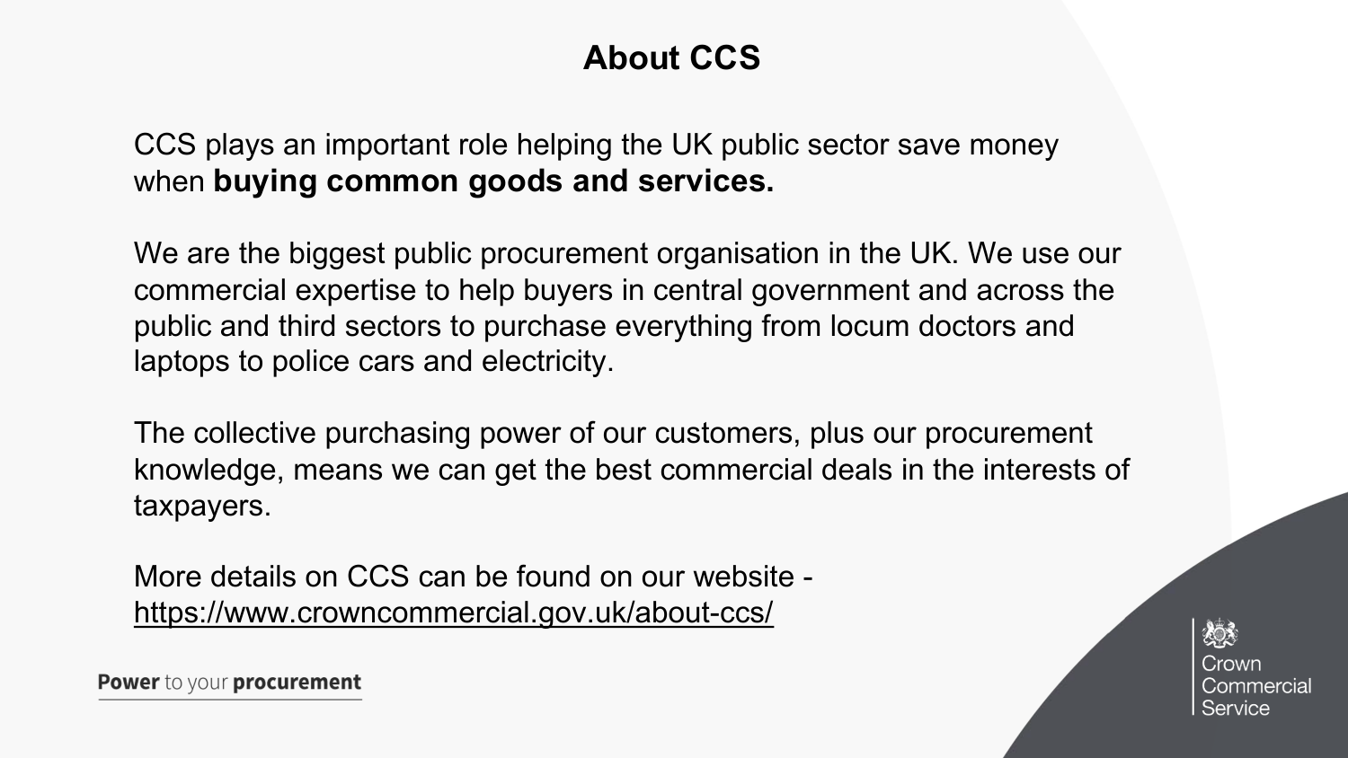# About CCS

CCS plays an important role helping the UK public sector save money when **buying common goods and services.**

We are the biggest public procurement organisation in the UK. We use our commercial expertise to help buyers in central government and across the public and third sectors to purchase everything from locum doctors and laptops to police cars and electricity.

The collective purchasing power of our customers, plus our procurement knowledge, means we can get the best commercial deals in the interests of taxpayers.

More details on CCS can be found on our website - https://www.crowncommercial.gov.uk/about-ccs/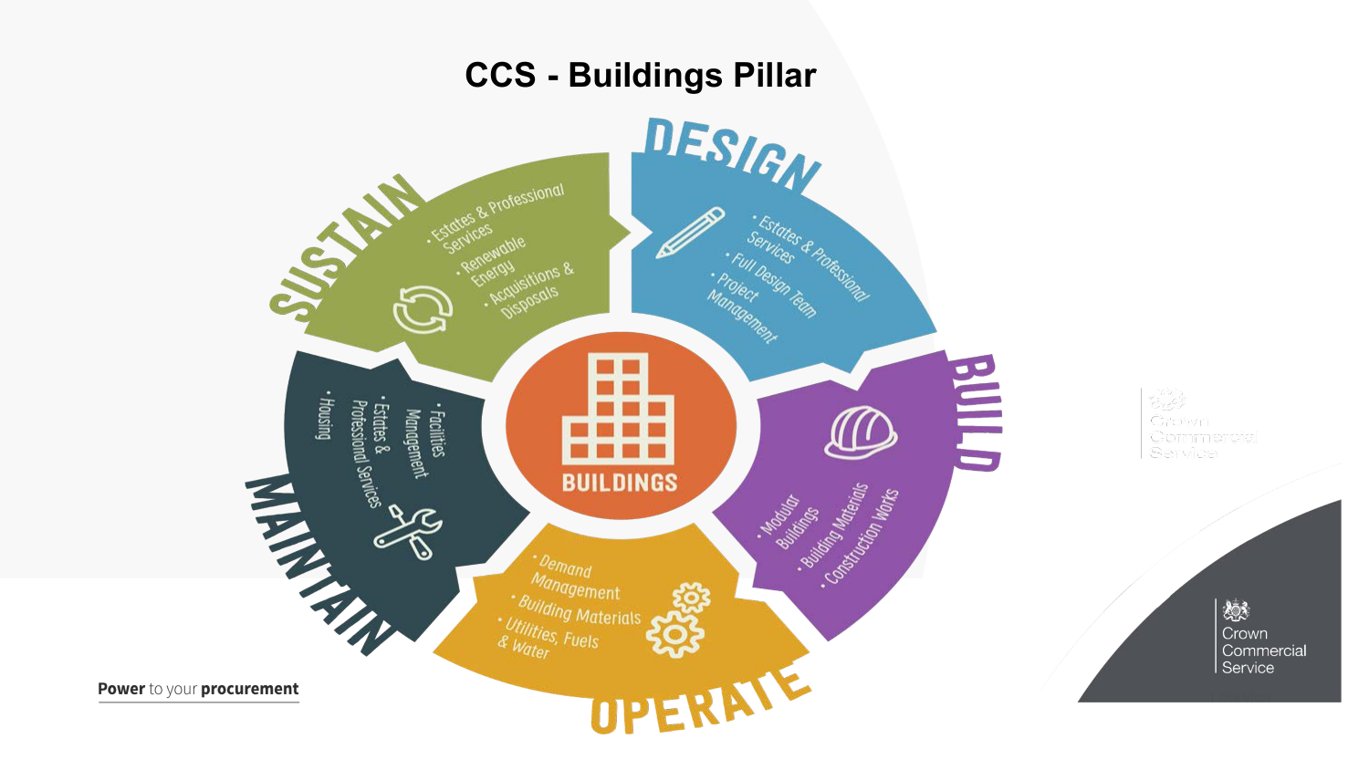# CCS - Buildings Pillar

## BUILDINGS

### DESIGN

- Estates & Professional Services
- Full Design Team
- Project Management

### BUILD

- Modular Buildings
- Building Materials
- Construction Works

### OPERATE

- Demand Management
- Building Materials
- Utilities, Fuels & Water

### MAINTAIN

- Facilities Management
- Estates & Professional Services
- Housing

### SUSTAIN

- Estates & Professional Services
- Renewable Energy
- Acquisitions & Disposals

**Power** to your **procurement**

Crown Commercial Service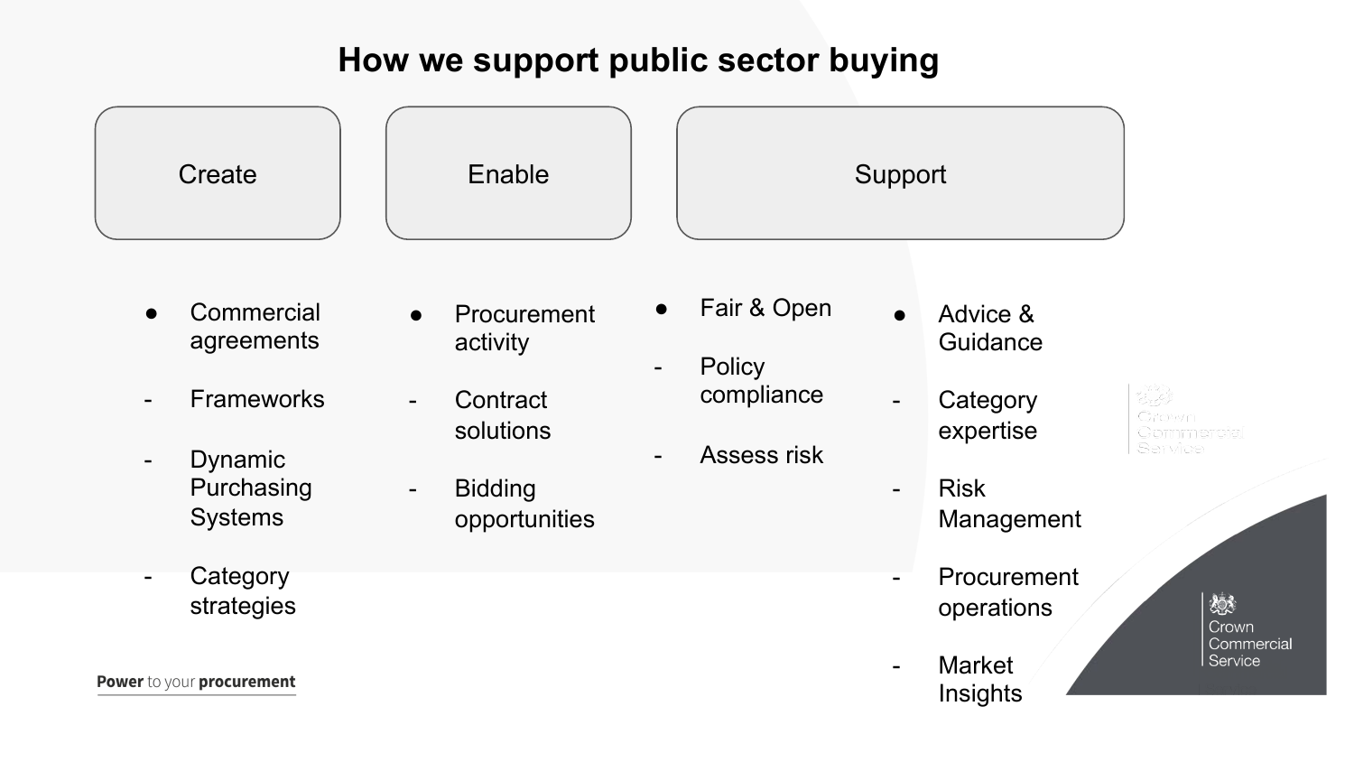# How we support public sector buying

## Create

- Commercial agreements
  - Frameworks
  - Dynamic Purchasing Systems
  - Category strategies

## Enable

- Procurement activity
  - Contract solutions
  - Bidding opportunities

## Support

- Fair & Open
  - Policy compliance
  - Assess risk
- Advice & Guidance
  - Category expertise
  - Risk Management
  - Procurement operations
  - Market Insights

**Power** to your **procurement**

Crown Commercial Service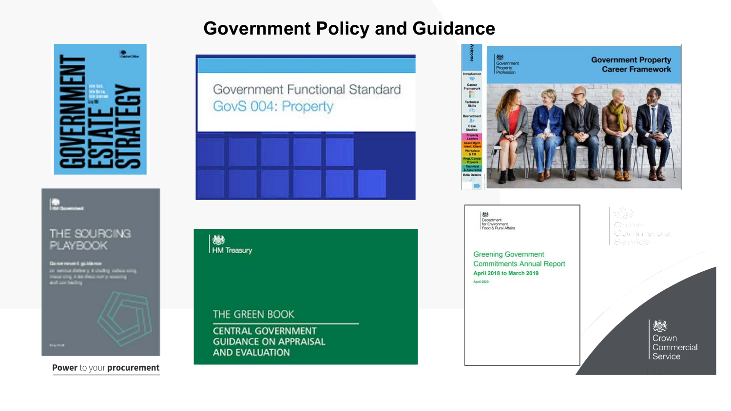# Government Policy and Guidance

GOVERNMENT ESTATE STRATEGY

Government Functional Standard
GovS 004: Property

Government Property Career Framework

THE SOURCING PLAYBOOK

Power to your procurement

HM Treasury

THE GREEN BOOK

CENTRAL GOVERNMENT GUIDANCE ON APPRAISAL AND EVALUATION

Department for Environment Food & Rural Affairs

Greening Government Commitments Annual Report
April 2018 to March 2019

April 2020

Crown Commercial Service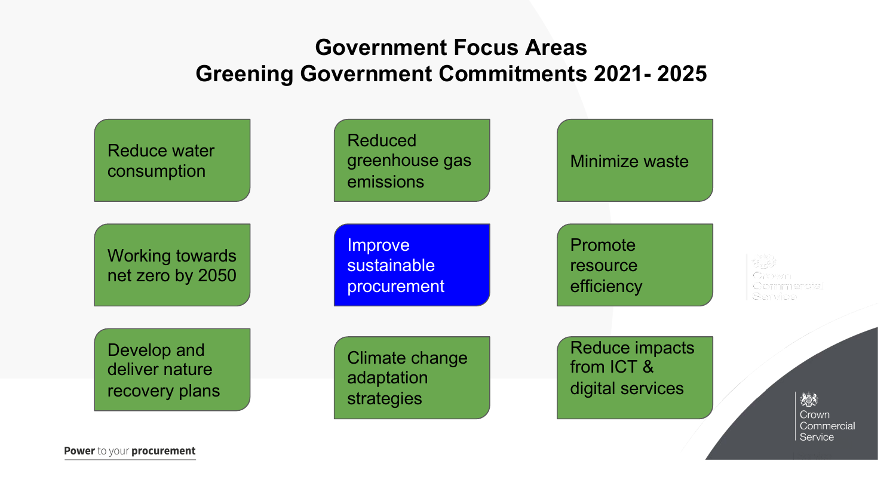# Government Focus Areas
# Greening Government Commitments 2021- 2025

- Reduce water consumption
- Reduced greenhouse gas emissions
- Minimize waste
- Working towards net zero by 2050
- Improve sustainable procurement
- Promote resource efficiency
- Develop and deliver nature recovery plans
- Climate change adaptation strategies
- Reduce impacts from ICT & digital services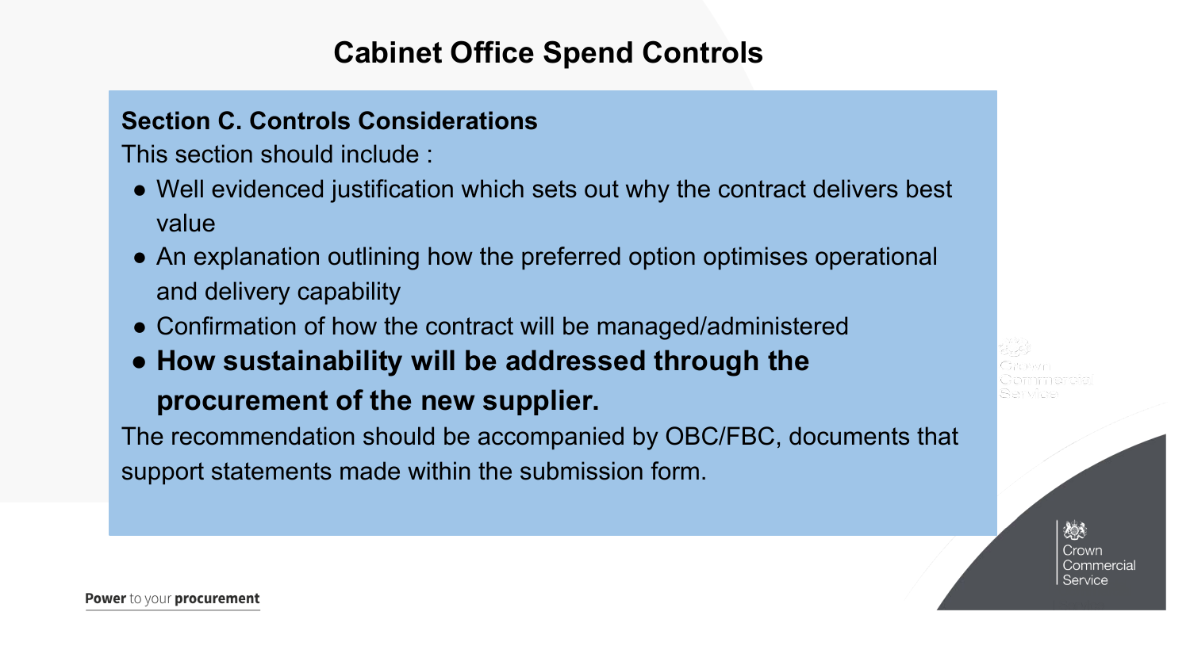# Cabinet Office Spend Controls

**Section C. Controls Considerations**

This section should include :

- Well evidenced justification which sets out why the contract delivers best value
- An explanation outlining how the preferred option optimises operational and delivery capability
- Confirmation of how the contract will be managed/administered
- **How sustainability will be addressed through the procurement of the new supplier.**

The recommendation should be accompanied by OBC/FBC, documents that support statements made within the submission form.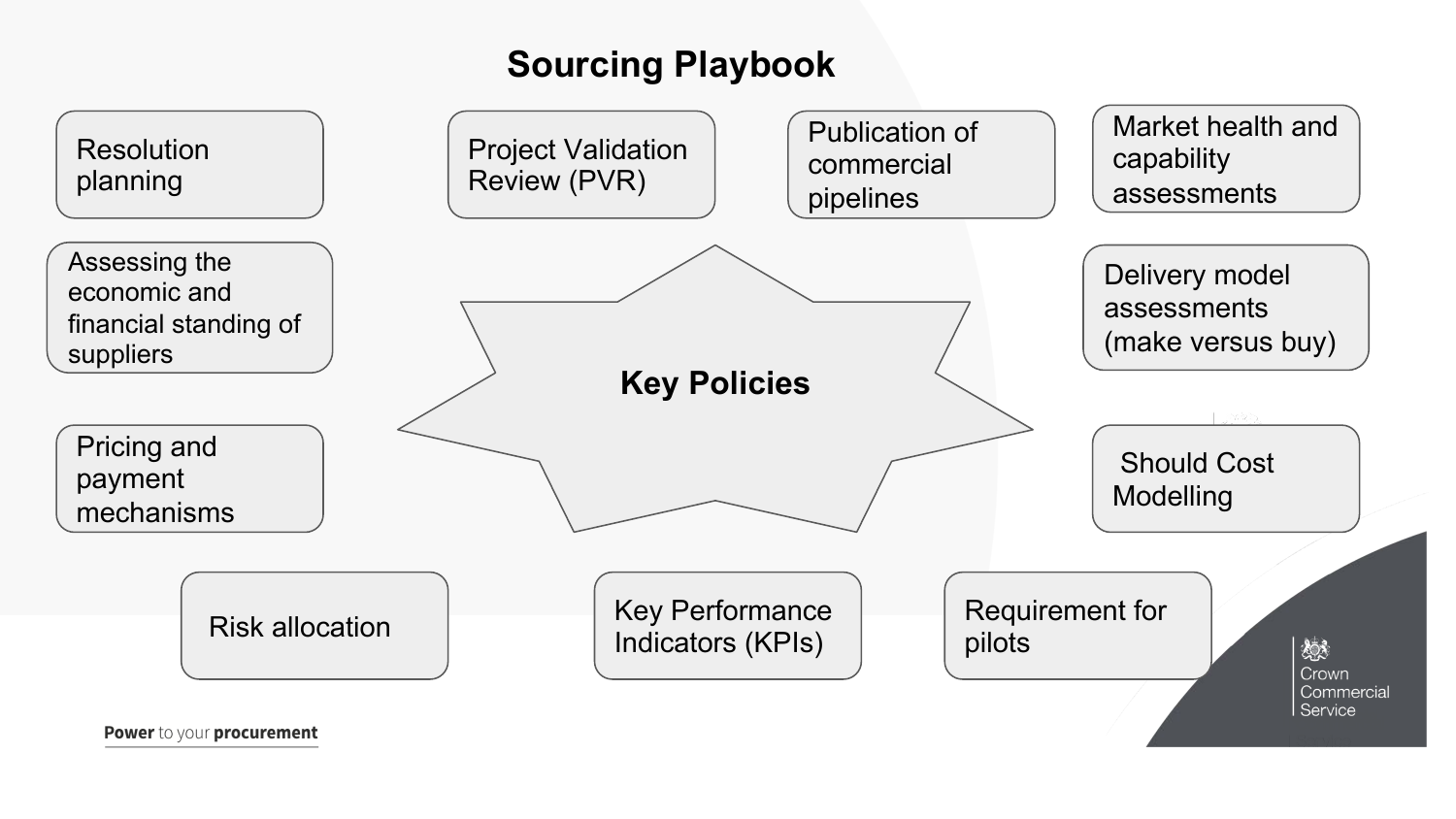# Sourcing Playbook

## Key Policies

- Resolution planning
- Project Validation Review (PVR)
- Publication of commercial pipelines
- Market health and capability assessments
- Assessing the economic and financial standing of suppliers
- Delivery model assessments (make versus buy)
- Pricing and payment mechanisms
- Should Cost Modelling
- Risk allocation
- Key Performance Indicators (KPIs)
- Requirement for pilots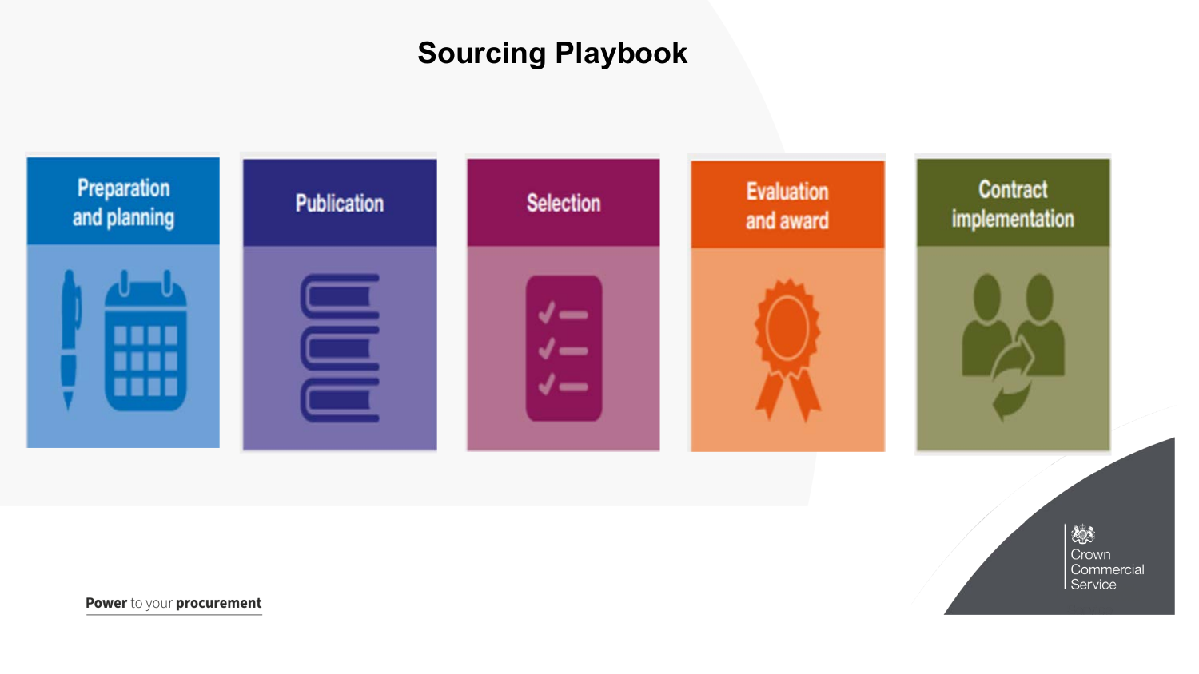# Sourcing Playbook

- Preparation and planning
- Publication
- Selection
- Evaluation and award
- Contract implementation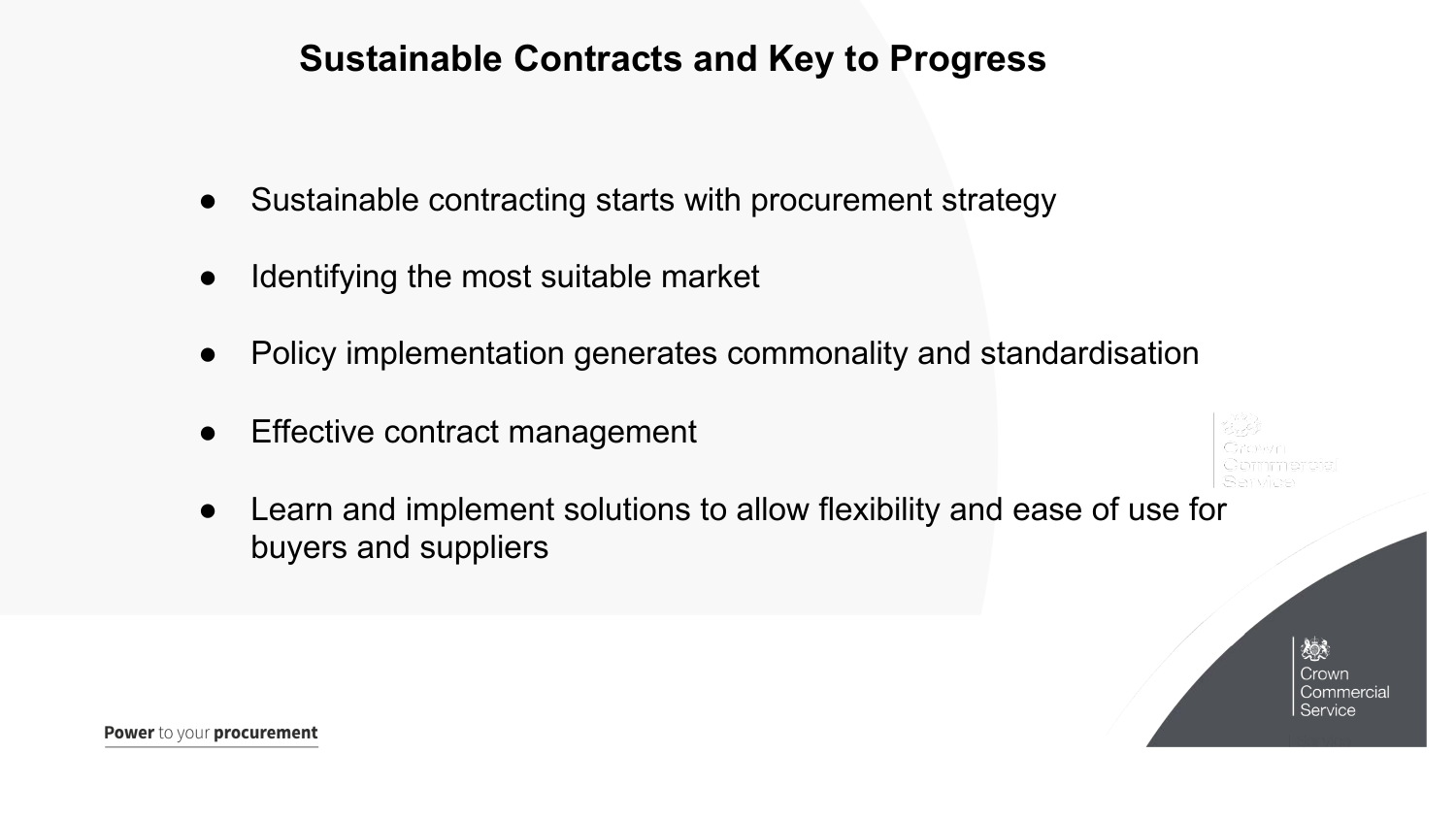# Sustainable Contracts and Key to Progress

- Sustainable contracting starts with procurement strategy
- Identifying the most suitable market
- Policy implementation generates commonality and standardisation
- Effective contract management
- Learn and implement solutions to allow flexibility and ease of use for buyers and suppliers